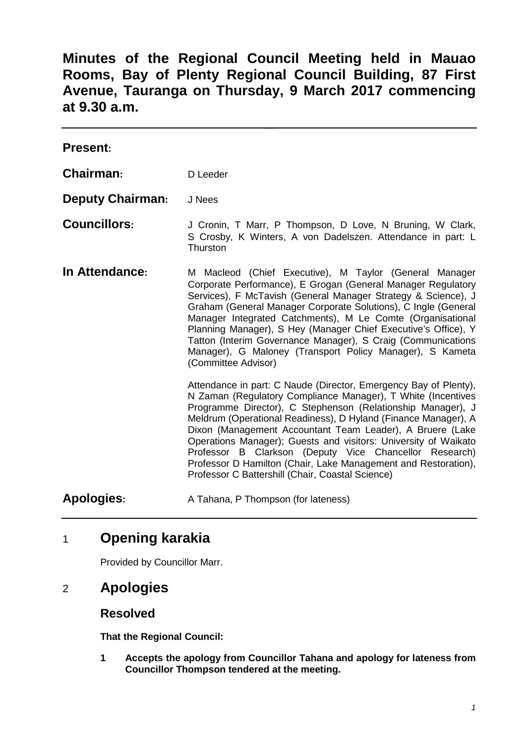# Minutes of the Regional Council Meeting held in Mauao Rooms, Bay of Plenty Regional Council Building, 87 First Avenue, Tauranga on Thursday, 9 March 2017 commencing at 9.30 a.m.

---

**Present:**

**Chairman:** D Leeder

**Deputy Chairman:** J Nees

**Councillors:** J Cronin, T Marr, P Thompson, D Love, N Bruning, W Clark, S Crosby, K Winters, A von Dadelszen. Attendance in part: L Thurston

**In Attendance:** M Macleod (Chief Executive), M Taylor (General Manager Corporate Performance), E Grogan (General Manager Regulatory Services), F McTavish (General Manager Strategy & Science), J Graham (General Manager Corporate Solutions), C Ingle (General Manager Integrated Catchments), M Le Comte (Organisational Planning Manager), S Hey (Manager Chief Executive's Office), Y Tatton (Interim Governance Manager), S Craig (Communications Manager), G Maloney (Transport Policy Manager), S Kameta (Committee Advisor)

Attendance in part: C Naude (Director, Emergency Bay of Plenty), N Zaman (Regulatory Compliance Manager), T White (Incentives Programme Director), C Stephenson (Relationship Manager), J Meldrum (Operational Readiness), D Hyland (Finance Manager), A Dixon (Management Accountant Team Leader), A Bruere (Lake Operations Manager); Guests and visitors: University of Waikato Professor B Clarkson (Deputy Vice Chancellor Research) Professor D Hamilton (Chair, Lake Management and Restoration), Professor C Battershill (Chair, Coastal Science)

**Apologies:** A Tahana, P Thompson (for lateness)

---

## 1 Opening karakia

Provided by Councillor Marr.

## 2 Apologies

### Resolved

**That the Regional Council:**

**1 Accepts the apology from Councillor Tahana and apology for lateness from Councillor Thompson tendered at the meeting.**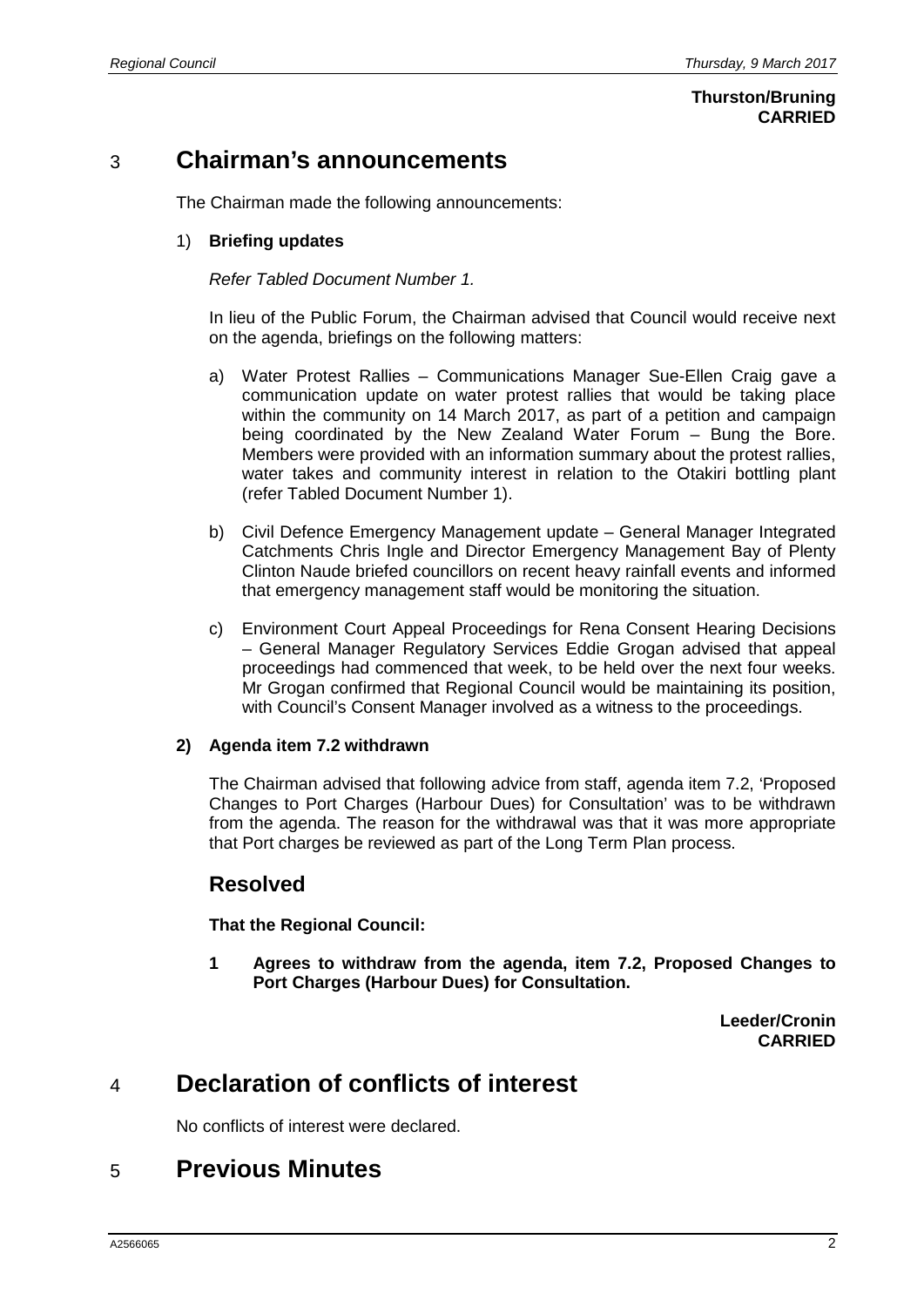**Thurston/Bruning**
**CARRIED**

# 3 Chairman's announcements

The Chairman made the following announcements:

1) **Briefing updates**

*Refer Tabled Document Number 1.*

In lieu of the Public Forum, the Chairman advised that Council would receive next on the agenda, briefings on the following matters:

a) Water Protest Rallies – Communications Manager Sue-Ellen Craig gave a communication update on water protest rallies that would be taking place within the community on 14 March 2017, as part of a petition and campaign being coordinated by the New Zealand Water Forum – Bung the Bore. Members were provided with an information summary about the protest rallies, water takes and community interest in relation to the Otakiri bottling plant (refer Tabled Document Number 1).

b) Civil Defence Emergency Management update – General Manager Integrated Catchments Chris Ingle and Director Emergency Management Bay of Plenty Clinton Naude briefed councillors on recent heavy rainfall events and informed that emergency management staff would be monitoring the situation.

c) Environment Court Appeal Proceedings for Rena Consent Hearing Decisions – General Manager Regulatory Services Eddie Grogan advised that appeal proceedings had commenced that week, to be held over the next four weeks. Mr Grogan confirmed that Regional Council would be maintaining its position, with Council's Consent Manager involved as a witness to the proceedings.

**2) Agenda item 7.2 withdrawn**

The Chairman advised that following advice from staff, agenda item 7.2, 'Proposed Changes to Port Charges (Harbour Dues) for Consultation' was to be withdrawn from the agenda. The reason for the withdrawal was that it was more appropriate that Port charges be reviewed as part of the Long Term Plan process.

## Resolved

**That the Regional Council:**

**1 Agrees to withdraw from the agenda, item 7.2, Proposed Changes to Port Charges (Harbour Dues) for Consultation.**

**Leeder/Cronin**
**CARRIED**

# 4 Declaration of conflicts of interest

No conflicts of interest were declared.

# 5 Previous Minutes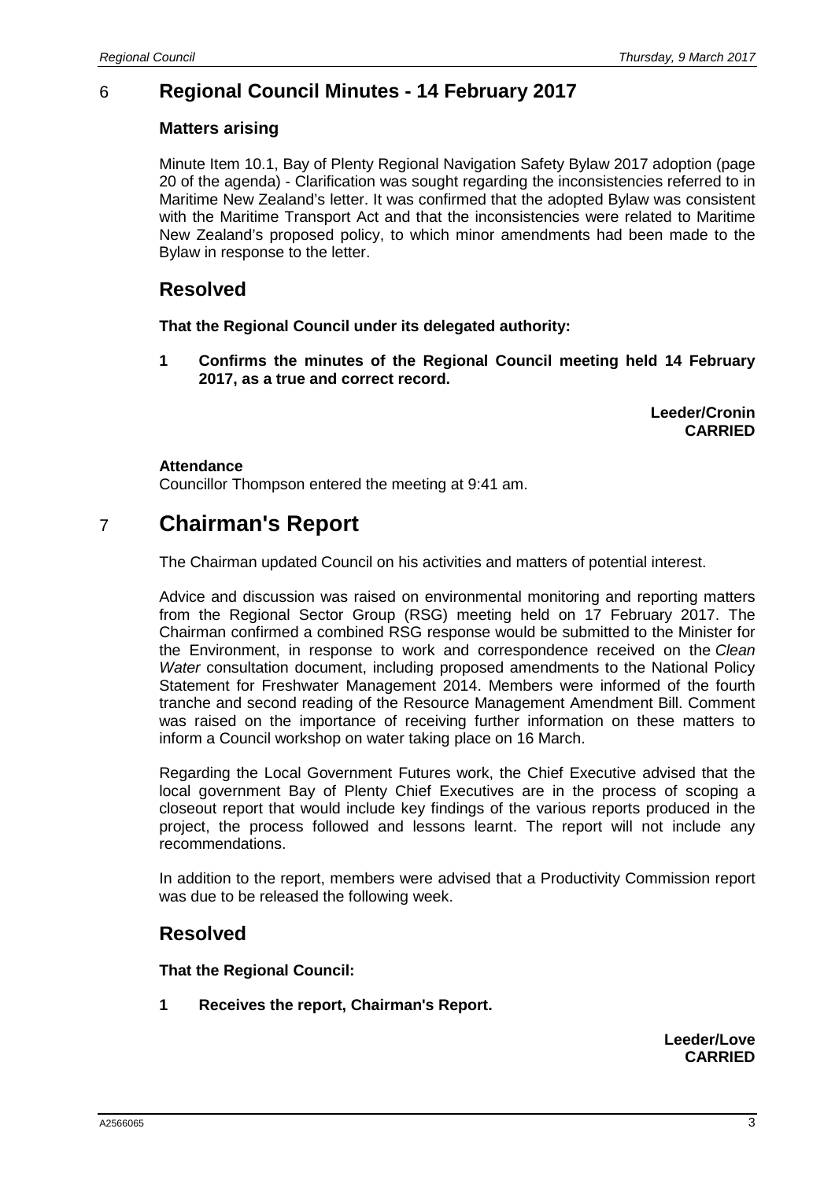## 6 Regional Council Minutes - 14 February 2017

### Matters arising

Minute Item 10.1, Bay of Plenty Regional Navigation Safety Bylaw 2017 adoption (page 20 of the agenda) - Clarification was sought regarding the inconsistencies referred to in Maritime New Zealand's letter. It was confirmed that the adopted Bylaw was consistent with the Maritime Transport Act and that the inconsistencies were related to Maritime New Zealand's proposed policy, to which minor amendments had been made to the Bylaw in response to the letter.

## Resolved

**That the Regional Council under its delegated authority:**

**1 Confirms the minutes of the Regional Council meeting held 14 February 2017, as a true and correct record.**

**Leeder/Cronin**
**CARRIED**

**Attendance**
Councillor Thompson entered the meeting at 9:41 am.

## 7 Chairman's Report

The Chairman updated Council on his activities and matters of potential interest.

Advice and discussion was raised on environmental monitoring and reporting matters from the Regional Sector Group (RSG) meeting held on 17 February 2017. The Chairman confirmed a combined RSG response would be submitted to the Minister for the Environment, in response to work and correspondence received on the *Clean Water* consultation document, including proposed amendments to the National Policy Statement for Freshwater Management 2014. Members were informed of the fourth tranche and second reading of the Resource Management Amendment Bill. Comment was raised on the importance of receiving further information on these matters to inform a Council workshop on water taking place on 16 March.

Regarding the Local Government Futures work, the Chief Executive advised that the local government Bay of Plenty Chief Executives are in the process of scoping a closeout report that would include key findings of the various reports produced in the project, the process followed and lessons learnt. The report will not include any recommendations.

In addition to the report, members were advised that a Productivity Commission report was due to be released the following week.

## Resolved

**That the Regional Council:**

**1 Receives the report, Chairman's Report.**

**Leeder/Love**
**CARRIED**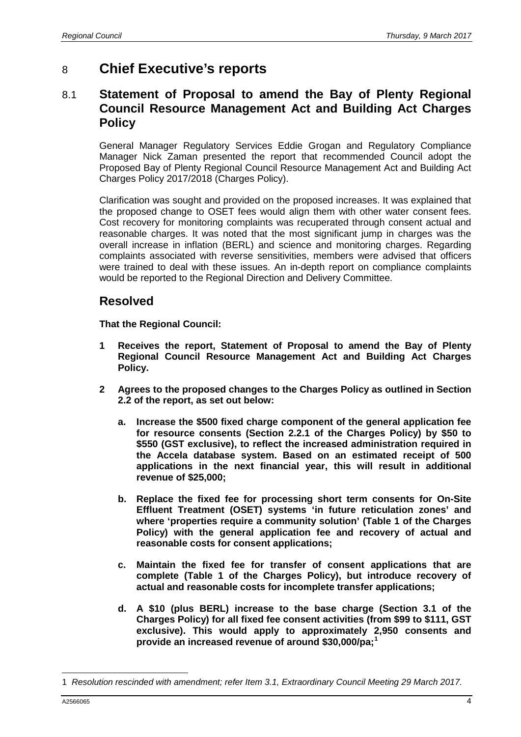# 8 Chief Executive's reports

## 8.1 Statement of Proposal to amend the Bay of Plenty Regional Council Resource Management Act and Building Act Charges Policy

General Manager Regulatory Services Eddie Grogan and Regulatory Compliance Manager Nick Zaman presented the report that recommended Council adopt the Proposed Bay of Plenty Regional Council Resource Management Act and Building Act Charges Policy 2017/2018 (Charges Policy).

Clarification was sought and provided on the proposed increases. It was explained that the proposed change to OSET fees would align them with other water consent fees. Cost recovery for monitoring complaints was recuperated through consent actual and reasonable charges. It was noted that the most significant jump in charges was the overall increase in inflation (BERL) and science and monitoring charges. Regarding complaints associated with reverse sensitivities, members were advised that officers were trained to deal with these issues. An in-depth report on compliance complaints would be reported to the Regional Direction and Delivery Committee.

## Resolved

**That the Regional Council:**

**1 Receives the report, Statement of Proposal to amend the Bay of Plenty Regional Council Resource Management Act and Building Act Charges Policy.**

**2 Agrees to the proposed changes to the Charges Policy as outlined in Section 2.2 of the report, as set out below:**

**a. Increase the $500 fixed charge component of the general application fee for resource consents (Section 2.2.1 of the Charges Policy) by $50 to $550 (GST exclusive), to reflect the increased administration required in the Accela database system. Based on an estimated receipt of 500 applications in the next financial year, this will result in additional revenue of $25,000;**

**b. Replace the fixed fee for processing short term consents for On-Site Effluent Treatment (OSET) systems 'in future reticulation zones' and where 'properties require a community solution' (Table 1 of the Charges Policy) with the general application fee and recovery of actual and reasonable costs for consent applications;**

**c. Maintain the fixed fee for transfer of consent applications that are complete (Table 1 of the Charges Policy), but introduce recovery of actual and reasonable costs for incomplete transfer applications;**

**d. A $10 (plus BERL) increase to the base charge (Section 3.1 of the Charges Policy) for all fixed fee consent activities (from $99 to $111, GST exclusive). This would apply to approximately 2,950 consents and provide an increased revenue of around $30,000/pa;[1]**

---

1 *Resolution rescinded with amendment; refer Item 3.1, Extraordinary Council Meeting 29 March 2017.*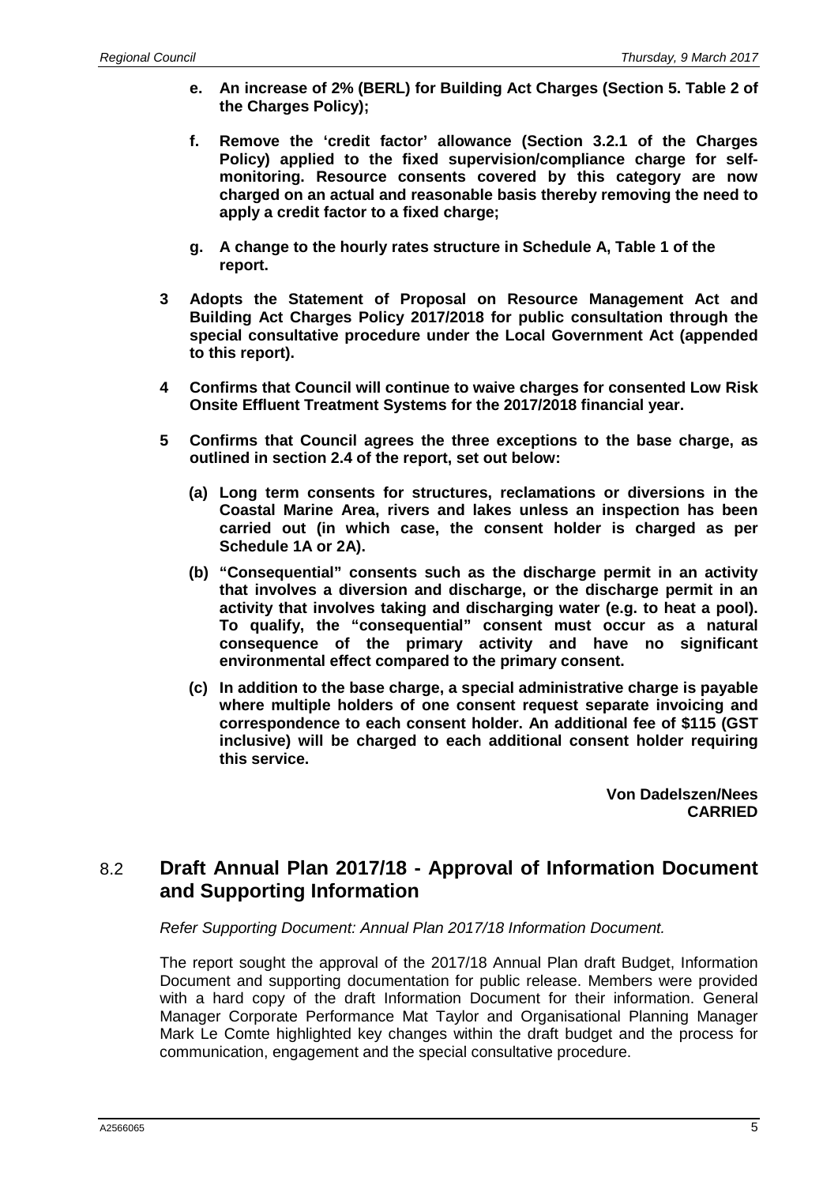**e. An increase of 2% (BERL) for Building Act Charges (Section 5. Table 2 of the Charges Policy);**

**f. Remove the 'credit factor' allowance (Section 3.2.1 of the Charges Policy) applied to the fixed supervision/compliance charge for self-monitoring. Resource consents covered by this category are now charged on an actual and reasonable basis thereby removing the need to apply a credit factor to a fixed charge;**

**g. A change to the hourly rates structure in Schedule A, Table 1 of the report.**

**3 Adopts the Statement of Proposal on Resource Management Act and Building Act Charges Policy 2017/2018 for public consultation through the special consultative procedure under the Local Government Act (appended to this report).**

**4 Confirms that Council will continue to waive charges for consented Low Risk Onsite Effluent Treatment Systems for the 2017/2018 financial year.**

**5 Confirms that Council agrees the three exceptions to the base charge, as outlined in section 2.4 of the report, set out below:**

**(a) Long term consents for structures, reclamations or diversions in the Coastal Marine Area, rivers and lakes unless an inspection has been carried out (in which case, the consent holder is charged as per Schedule 1A or 2A).**

**(b) "Consequential" consents such as the discharge permit in an activity that involves a diversion and discharge, or the discharge permit in an activity that involves taking and discharging water (e.g. to heat a pool). To qualify, the "consequential" consent must occur as a natural consequence of the primary activity and have no significant environmental effect compared to the primary consent.**

**(c) In addition to the base charge, a special administrative charge is payable where multiple holders of one consent request separate invoicing and correspondence to each consent holder. An additional fee of $115 (GST inclusive) will be charged to each additional consent holder requiring this service.**

**Von Dadelszen/Nees**
**CARRIED**

## 8.2 Draft Annual Plan 2017/18 - Approval of Information Document and Supporting Information

*Refer Supporting Document: Annual Plan 2017/18 Information Document.*

The report sought the approval of the 2017/18 Annual Plan draft Budget, Information Document and supporting documentation for public release. Members were provided with a hard copy of the draft Information Document for their information. General Manager Corporate Performance Mat Taylor and Organisational Planning Manager Mark Le Comte highlighted key changes within the draft budget and the process for communication, engagement and the special consultative procedure.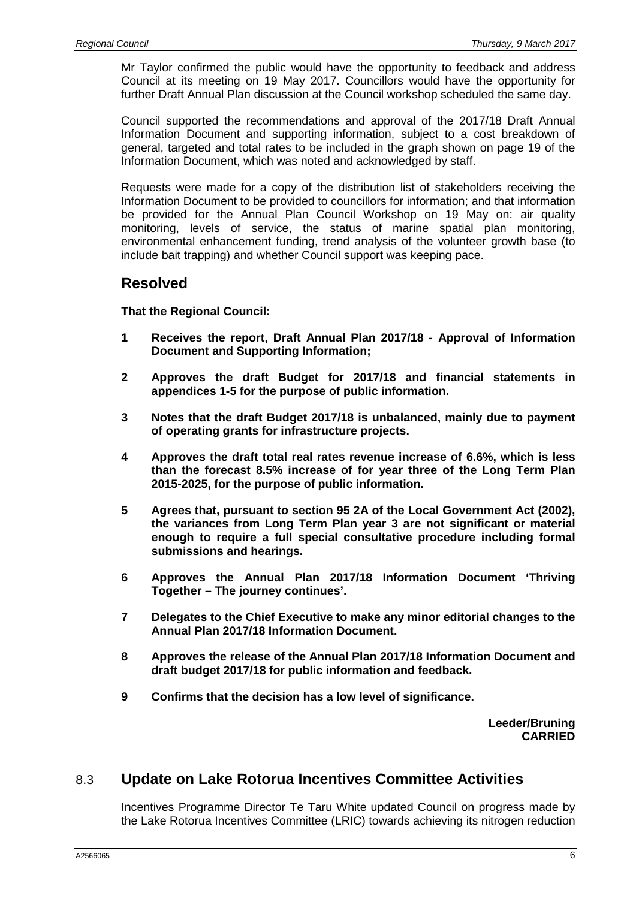Mr Taylor confirmed the public would have the opportunity to feedback and address Council at its meeting on 19 May 2017. Councillors would have the opportunity for further Draft Annual Plan discussion at the Council workshop scheduled the same day.

Council supported the recommendations and approval of the 2017/18 Draft Annual Information Document and supporting information, subject to a cost breakdown of general, targeted and total rates to be included in the graph shown on page 19 of the Information Document, which was noted and acknowledged by staff.

Requests were made for a copy of the distribution list of stakeholders receiving the Information Document to be provided to councillors for information; and that information be provided for the Annual Plan Council Workshop on 19 May on: air quality monitoring, levels of service, the status of marine spatial plan monitoring, environmental enhancement funding, trend analysis of the volunteer growth base (to include bait trapping) and whether Council support was keeping pace.

## Resolved

**That the Regional Council:**

**1 Receives the report, Draft Annual Plan 2017/18 - Approval of Information Document and Supporting Information;**

**2 Approves the draft Budget for 2017/18 and financial statements in appendices 1-5 for the purpose of public information.**

**3 Notes that the draft Budget 2017/18 is unbalanced, mainly due to payment of operating grants for infrastructure projects.**

**4 Approves the draft total real rates revenue increase of 6.6%, which is less than the forecast 8.5% increase of for year three of the Long Term Plan 2015-2025, for the purpose of public information.**

**5 Agrees that, pursuant to section 95 2A of the Local Government Act (2002), the variances from Long Term Plan year 3 are not significant or material enough to require a full special consultative procedure including formal submissions and hearings.**

**6 Approves the Annual Plan 2017/18 Information Document 'Thriving Together – The journey continues'.**

**7 Delegates to the Chief Executive to make any minor editorial changes to the Annual Plan 2017/18 Information Document.**

**8 Approves the release of the Annual Plan 2017/18 Information Document and draft budget 2017/18 for public information and feedback.**

**9 Confirms that the decision has a low level of significance.**

**Leeder/Bruning**
**CARRIED**

## 8.3 Update on Lake Rotorua Incentives Committee Activities

Incentives Programme Director Te Taru White updated Council on progress made by the Lake Rotorua Incentives Committee (LRIC) towards achieving its nitrogen reduction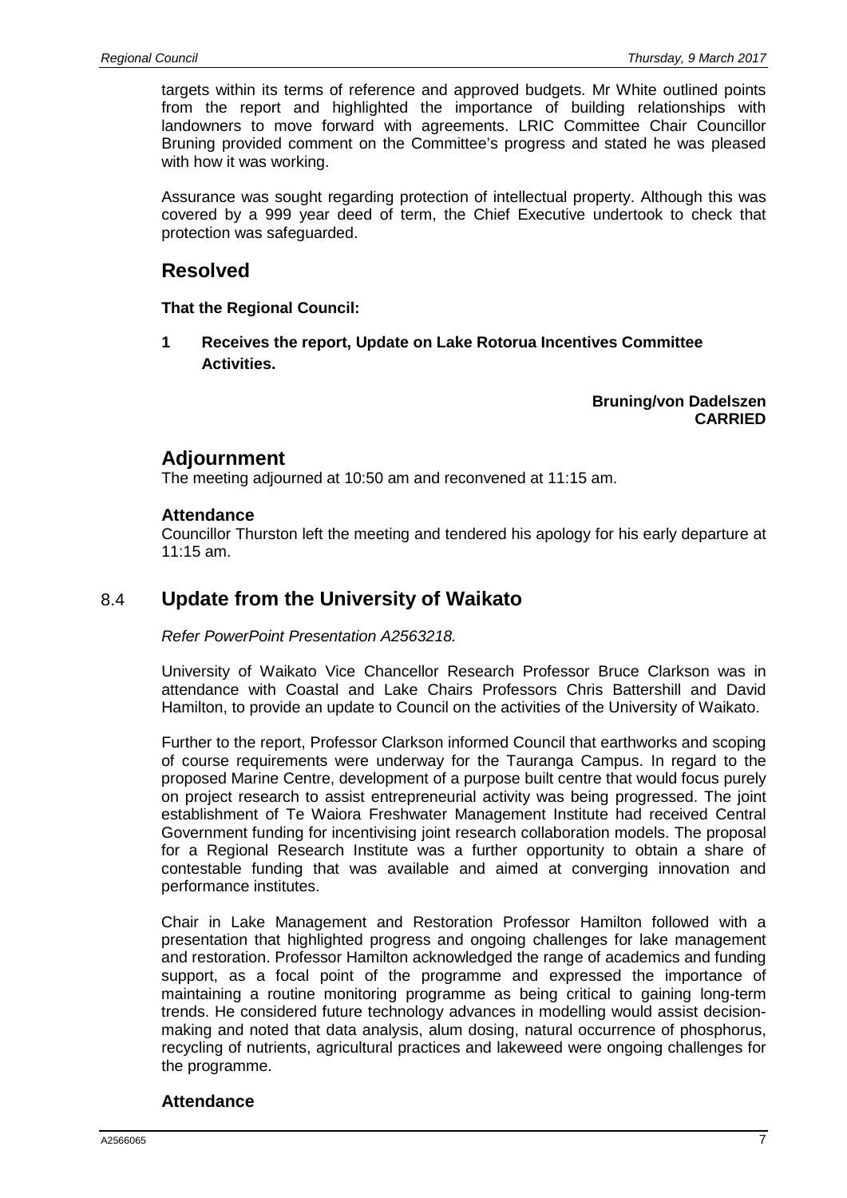targets within its terms of reference and approved budgets. Mr White outlined points from the report and highlighted the importance of building relationships with landowners to move forward with agreements. LRIC Committee Chair Councillor Bruning provided comment on the Committee's progress and stated he was pleased with how it was working.

Assurance was sought regarding protection of intellectual property. Although this was covered by a 999 year deed of term, the Chief Executive undertook to check that protection was safeguarded.

## Resolved

**That the Regional Council:**

**1 Receives the report, Update on Lake Rotorua Incentives Committee Activities.**

**Bruning/von Dadelszen**
**CARRIED**

## Adjournment

The meeting adjourned at 10:50 am and reconvened at 11:15 am.

### Attendance

Councillor Thurston left the meeting and tendered his apology for his early departure at 11:15 am.

## 8.4 Update from the University of Waikato

*Refer PowerPoint Presentation A2563218.*

University of Waikato Vice Chancellor Research Professor Bruce Clarkson was in attendance with Coastal and Lake Chairs Professors Chris Battershill and David Hamilton, to provide an update to Council on the activities of the University of Waikato.

Further to the report, Professor Clarkson informed Council that earthworks and scoping of course requirements were underway for the Tauranga Campus. In regard to the proposed Marine Centre, development of a purpose built centre that would focus purely on project research to assist entrepreneurial activity was being progressed. The joint establishment of Te Waiora Freshwater Management Institute had received Central Government funding for incentivising joint research collaboration models. The proposal for a Regional Research Institute was a further opportunity to obtain a share of contestable funding that was available and aimed at converging innovation and performance institutes.

Chair in Lake Management and Restoration Professor Hamilton followed with a presentation that highlighted progress and ongoing challenges for lake management and restoration. Professor Hamilton acknowledged the range of academics and funding support, as a focal point of the programme and expressed the importance of maintaining a routine monitoring programme as being critical to gaining long-term trends. He considered future technology advances in modelling would assist decision-making and noted that data analysis, alum dosing, natural occurrence of phosphorus, recycling of nutrients, agricultural practices and lakeweed were ongoing challenges for the programme.

### Attendance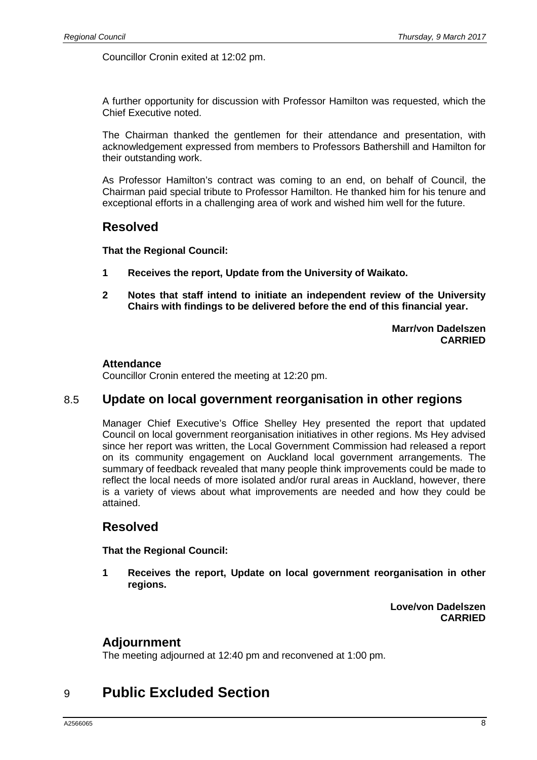Councillor Cronin exited at 12:02 pm.

A further opportunity for discussion with Professor Hamilton was requested, which the Chief Executive noted.

The Chairman thanked the gentlemen for their attendance and presentation, with acknowledgement expressed from members to Professors Bathershill and Hamilton for their outstanding work.

As Professor Hamilton's contract was coming to an end, on behalf of Council, the Chairman paid special tribute to Professor Hamilton. He thanked him for his tenure and exceptional efforts in a challenging area of work and wished him well for the future.

## Resolved

**That the Regional Council:**

**1 Receives the report, Update from the University of Waikato.**

**2 Notes that staff intend to initiate an independent review of the University Chairs with findings to be delivered before the end of this financial year.**

**Marr/von Dadelszen**
**CARRIED**

### Attendance

Councillor Cronin entered the meeting at 12:20 pm.

## 8.5 Update on local government reorganisation in other regions

Manager Chief Executive's Office Shelley Hey presented the report that updated Council on local government reorganisation initiatives in other regions. Ms Hey advised since her report was written, the Local Government Commission had released a report on its community engagement on Auckland local government arrangements. The summary of feedback revealed that many people think improvements could be made to reflect the local needs of more isolated and/or rural areas in Auckland, however, there is a variety of views about what improvements are needed and how they could be attained.

## Resolved

**That the Regional Council:**

**1 Receives the report, Update on local government reorganisation in other regions.**

**Love/von Dadelszen**
**CARRIED**

## Adjournment

The meeting adjourned at 12:40 pm and reconvened at 1:00 pm.

# 9 Public Excluded Section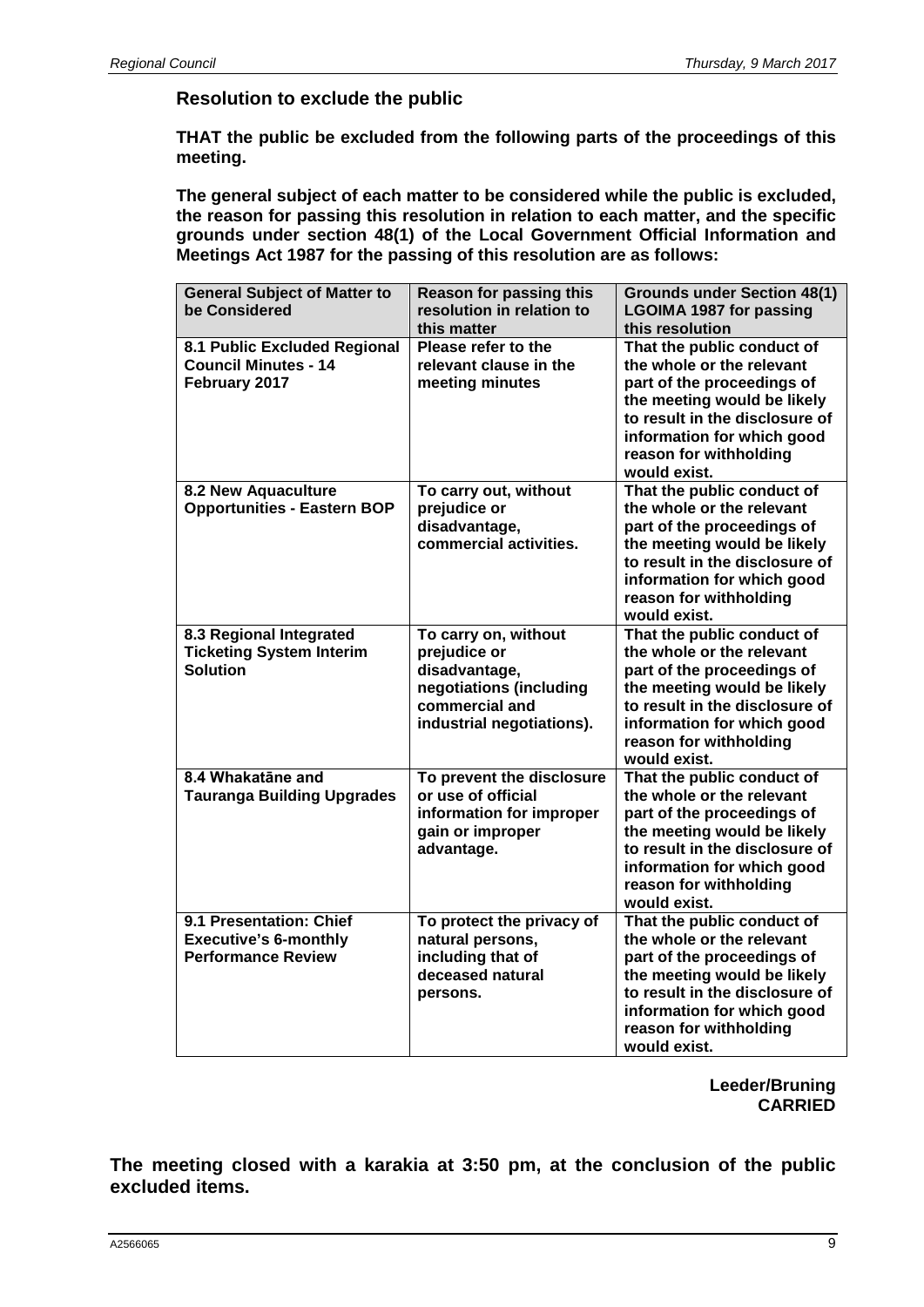## Resolution to exclude the public

**THAT the public be excluded from the following parts of the proceedings of this meeting.**

**The general subject of each matter to be considered while the public is excluded, the reason for passing this resolution in relation to each matter, and the specific grounds under section 48(1) of the Local Government Official Information and Meetings Act 1987 for the passing of this resolution are as follows:**

| General Subject of Matter to be Considered | Reason for passing this resolution in relation to this matter | Grounds under Section 48(1) LGOIMA 1987 for passing this resolution |
|---|---|---|
| 8.1 Public Excluded Regional Council Minutes - 14 February 2017 | Please refer to the relevant clause in the meeting minutes | That the public conduct of the whole or the relevant part of the proceedings of the meeting would be likely to result in the disclosure of information for which good reason for withholding would exist. |
| 8.2 New Aquaculture Opportunities - Eastern BOP | To carry out, without prejudice or disadvantage, commercial activities. | That the public conduct of the whole or the relevant part of the proceedings of the meeting would be likely to result in the disclosure of information for which good reason for withholding would exist. |
| 8.3 Regional Integrated Ticketing System Interim Solution | To carry on, without prejudice or disadvantage, negotiations (including commercial and industrial negotiations). | That the public conduct of the whole or the relevant part of the proceedings of the meeting would be likely to result in the disclosure of information for which good reason for withholding would exist. |
| 8.4 Whakatāne and Tauranga Building Upgrades | To prevent the disclosure or use of official information for improper gain or improper advantage. | That the public conduct of the whole or the relevant part of the proceedings of the meeting would be likely to result in the disclosure of information for which good reason for withholding would exist. |
| 9.1 Presentation: Chief Executive's 6-monthly Performance Review | To protect the privacy of natural persons, including that of deceased natural persons. | That the public conduct of the whole or the relevant part of the proceedings of the meeting would be likely to result in the disclosure of information for which good reason for withholding would exist. |

**Leeder/Bruning**
**CARRIED**

**The meeting closed with a karakia at 3:50 pm, at the conclusion of the public excluded items.**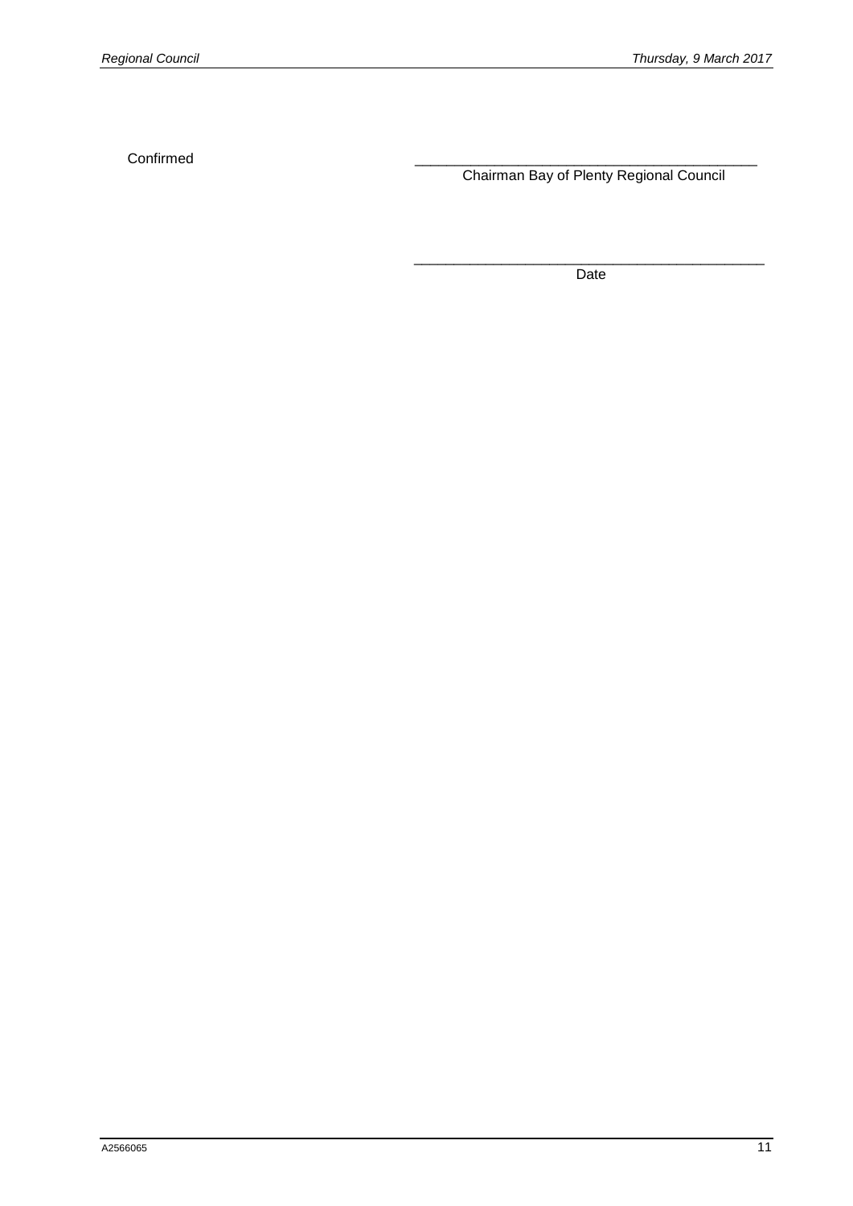Confirmed

\_\_\_\_\_\_\_\_\_\_\_\_\_\_\_\_\_\_\_\_\_\_\_\_\_\_\_\_\_\_\_\_\_\_\_\_\_\_\_\_\_\_\_\_

Chairman Bay of Plenty Regional Council

\_\_\_\_\_\_\_\_\_\_\_\_\_\_\_\_\_\_\_\_\_\_\_\_\_\_\_\_\_\_\_\_\_\_\_\_\_\_\_\_\_\_\_\_

Date